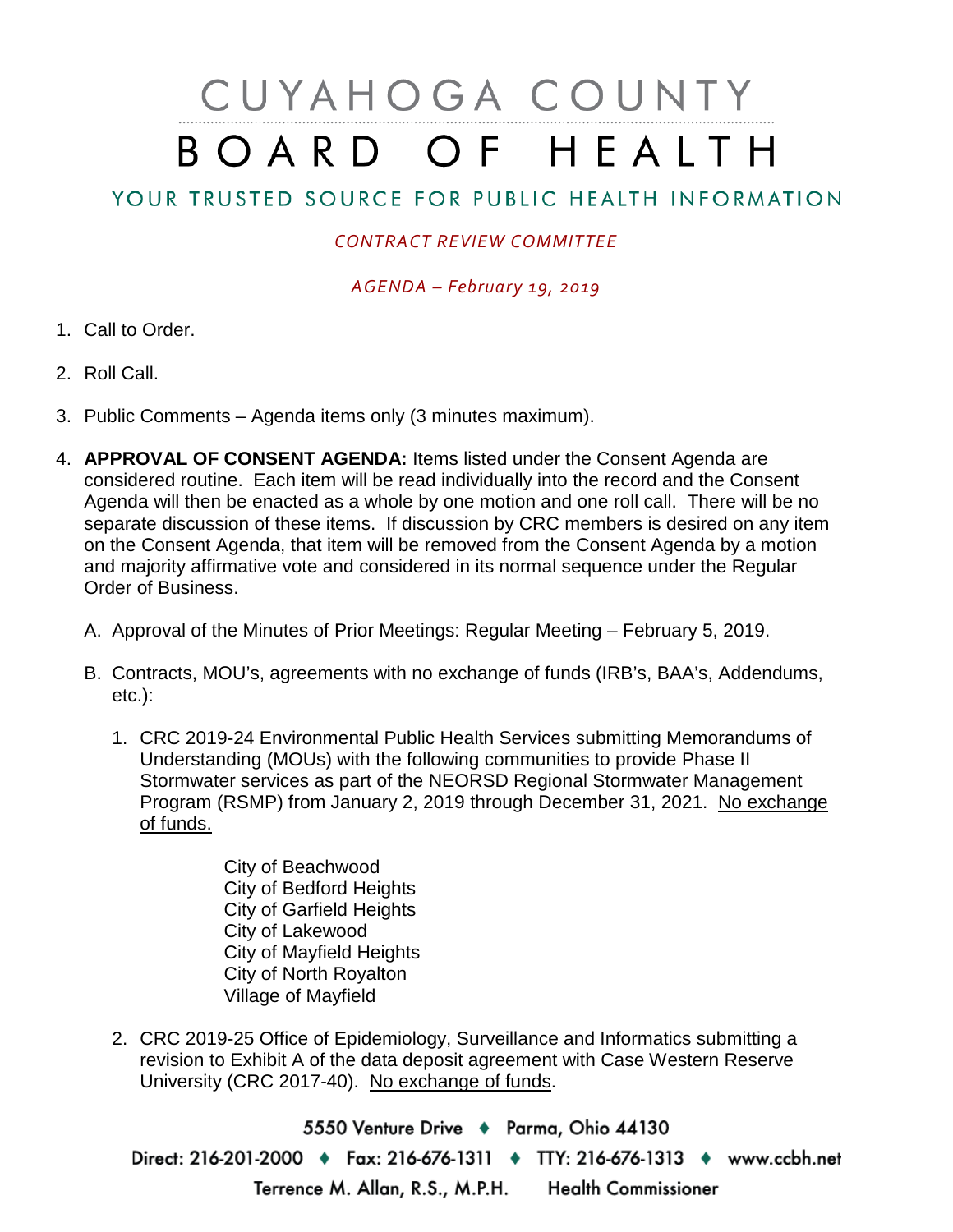# CUYAHOGA COUNTY
# BOARD OF HEALTH

## YOUR TRUSTED SOURCE FOR PUBLIC HEALTH INFORMATION

*CONTRACT REVIEW COMMITTEE*

*AGENDA – February 19, 2019*

1. Call to Order.
2. Roll Call.
3. Public Comments – Agenda items only (3 minutes maximum).
4. **APPROVAL OF CONSENT AGENDA:** Items listed under the Consent Agenda are considered routine. Each item will be read individually into the record and the Consent Agenda will then be enacted as a whole by one motion and one roll call. There will be no separate discussion of these items. If discussion by CRC members is desired on any item on the Consent Agenda, that item will be removed from the Consent Agenda by a motion and majority affirmative vote and considered in its normal sequence under the Regular Order of Business.

   A. Approval of the Minutes of Prior Meetings: Regular Meeting – February 5, 2019.

   B. Contracts, MOU's, agreements with no exchange of funds (IRB's, BAA's, Addendums, etc.):

      1. CRC 2019-24 Environmental Public Health Services submitting Memorandums of Understanding (MOUs) with the following communities to provide Phase II Stormwater services as part of the NEORSD Regional Stormwater Management Program (RSMP) from January 2, 2019 through December 31, 2021. <u>No exchange of funds.</u>

         City of Beachwood
         City of Bedford Heights
         City of Garfield Heights
         City of Lakewood
         City of Mayfield Heights
         City of North Royalton
         Village of Mayfield

      2. CRC 2019-25 Office of Epidemiology, Surveillance and Informatics submitting a revision to Exhibit A of the data deposit agreement with Case Western Reserve University (CRC 2017-40). <u>No exchange of funds</u>.

5550 Venture Drive ♦ Parma, Ohio 44130
Direct: 216-201-2000 ♦ Fax: 216-676-1311 ♦ TTY: 216-676-1313 ♦ www.ccbh.net
Terrence M. Allan, R.S., M.P.H. Health Commissioner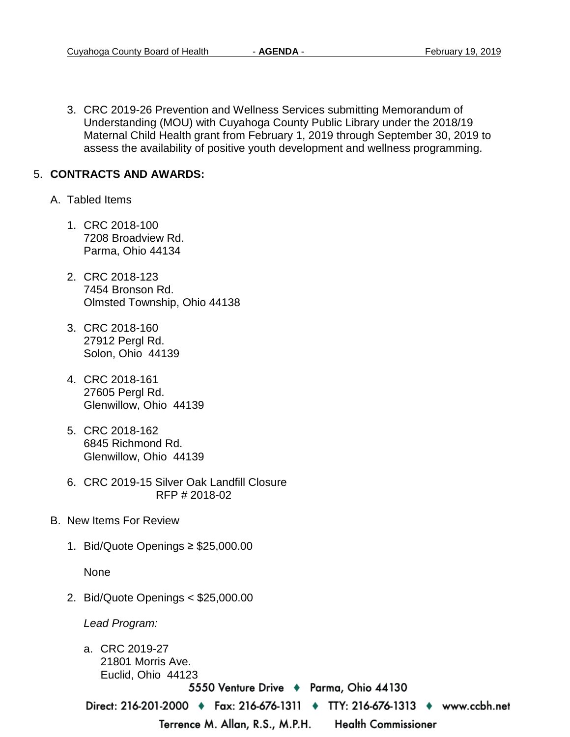3. CRC 2019-26 Prevention and Wellness Services submitting Memorandum of Understanding (MOU) with Cuyahoga County Public Library under the 2018/19 Maternal Child Health grant from February 1, 2019 through September 30, 2019 to assess the availability of positive youth development and wellness programming.

5. **CONTRACTS AND AWARDS:**

   A. Tabled Items

      1. CRC 2018-100
         7208 Broadview Rd.
         Parma, Ohio 44134

      2. CRC 2018-123
         7454 Bronson Rd.
         Olmsted Township, Ohio 44138

      3. CRC 2018-160
         27912 Pergl Rd.
         Solon, Ohio 44139

      4. CRC 2018-161
         27605 Pergl Rd.
         Glenwillow, Ohio 44139

      5. CRC 2018-162
         6845 Richmond Rd.
         Glenwillow, Ohio 44139

      6. CRC 2019-15 Silver Oak Landfill Closure
         RFP # 2018-02

   B. New Items For Review

      1. Bid/Quote Openings ≥ $25,000.00

         None

      2. Bid/Quote Openings < $25,000.00

         *Lead Program:*

         a. CRC 2019-27
            21801 Morris Ave.
            Euclid, Ohio 44123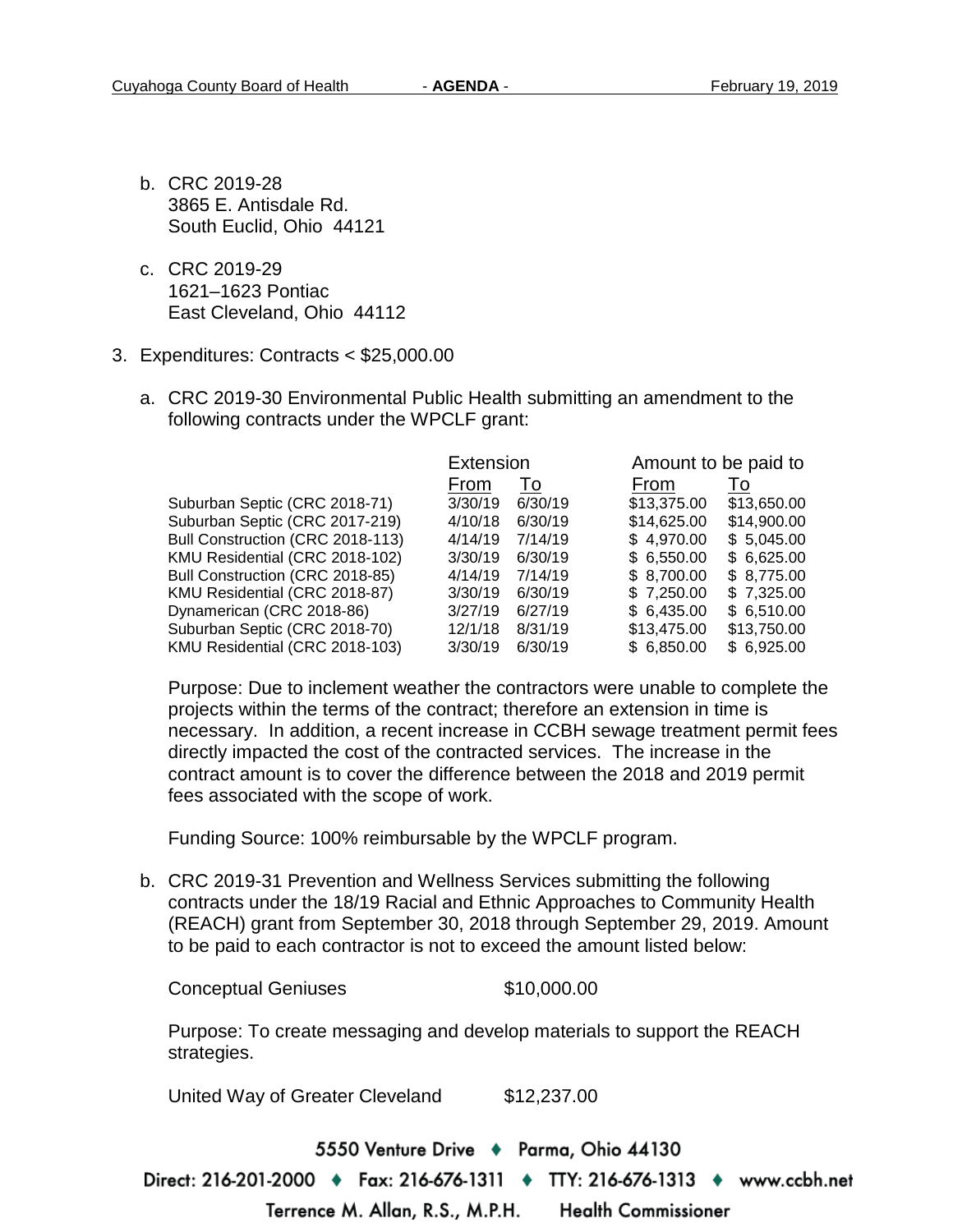b. CRC 2019-28
   3865 E. Antisdale Rd.
   South Euclid, Ohio 44121

c. CRC 2019-29
   1621–1623 Pontiac
   East Cleveland, Ohio 44112

3. Expenditures: Contracts < $25,000.00

   a. CRC 2019-30 Environmental Public Health submitting an amendment to the following contracts under the WPCLF grant:

| | Extension | | Amount to be paid to | |
|---|---|---|---|---|
| | From | To | From | To |
| Suburban Septic (CRC 2018-71) | 3/30/19 | 6/30/19 | $13,375.00 | $13,650.00 |
| Suburban Septic (CRC 2017-219) | 4/10/18 | 6/30/19 | $14,625.00 | $14,900.00 |
| Bull Construction (CRC 2018-113) | 4/14/19 | 7/14/19 | $ 4,970.00 | $ 5,045.00 |
| KMU Residential (CRC 2018-102) | 3/30/19 | 6/30/19 | $ 6,550.00 | $ 6,625.00 |
| Bull Construction (CRC 2018-85) | 4/14/19 | 7/14/19 | $ 8,700.00 | $ 8,775.00 |
| KMU Residential (CRC 2018-87) | 3/30/19 | 6/30/19 | $ 7,250.00 | $ 7,325.00 |
| Dynamerican (CRC 2018-86) | 3/27/19 | 6/27/19 | $ 6,435.00 | $ 6,510.00 |
| Suburban Septic (CRC 2018-70) | 12/1/18 | 8/31/19 | $13,475.00 | $13,750.00 |
| KMU Residential (CRC 2018-103) | 3/30/19 | 6/30/19 | $ 6,850.00 | $ 6,925.00 |

   Purpose: Due to inclement weather the contractors were unable to complete the projects within the terms of the contract; therefore an extension in time is necessary. In addition, a recent increase in CCBH sewage treatment permit fees directly impacted the cost of the contracted services. The increase in the contract amount is to cover the difference between the 2018 and 2019 permit fees associated with the scope of work.

   Funding Source: 100% reimbursable by the WPCLF program.

   b. CRC 2019-31 Prevention and Wellness Services submitting the following contracts under the 18/19 Racial and Ethnic Approaches to Community Health (REACH) grant from September 30, 2018 through September 29, 2019. Amount to be paid to each contractor is not to exceed the amount listed below:

   Conceptual Geniuses $10,000.00

   Purpose: To create messaging and develop materials to support the REACH strategies.

   United Way of Greater Cleveland $12,237.00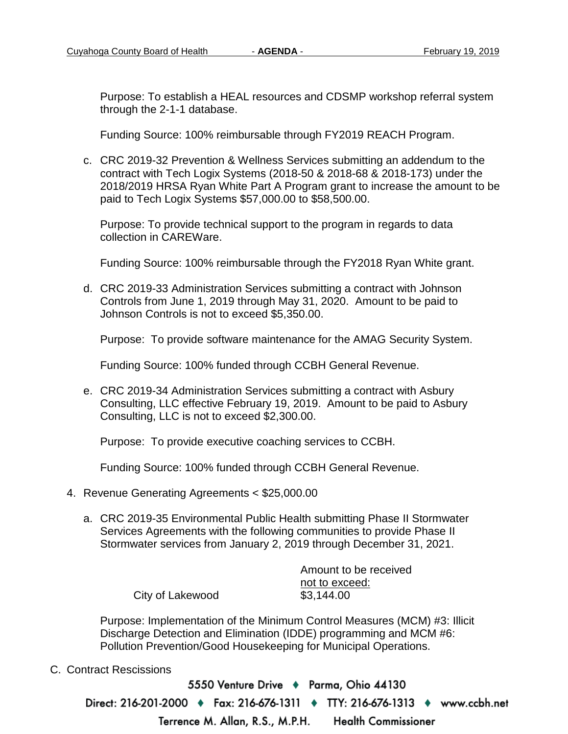Purpose: To establish a HEAL resources and CDSMP workshop referral system through the 2-1-1 database.

Funding Source: 100% reimbursable through FY2019 REACH Program.

c. CRC 2019-32 Prevention & Wellness Services submitting an addendum to the contract with Tech Logix Systems (2018-50 & 2018-68 & 2018-173) under the 2018/2019 HRSA Ryan White Part A Program grant to increase the amount to be paid to Tech Logix Systems $57,000.00 to $58,500.00.

   Purpose: To provide technical support to the program in regards to data collection in CAREWare.

   Funding Source: 100% reimbursable through the FY2018 Ryan White grant.

d. CRC 2019-33 Administration Services submitting a contract with Johnson Controls from June 1, 2019 through May 31, 2020. Amount to be paid to Johnson Controls is not to exceed $5,350.00.

   Purpose: To provide software maintenance for the AMAG Security System.

   Funding Source: 100% funded through CCBH General Revenue.

e. CRC 2019-34 Administration Services submitting a contract with Asbury Consulting, LLC effective February 19, 2019. Amount to be paid to Asbury Consulting, LLC is not to exceed $2,300.00.

   Purpose: To provide executive coaching services to CCBH.

   Funding Source: 100% funded through CCBH General Revenue.

4. Revenue Generating Agreements < $25,000.00

   a. CRC 2019-35 Environmental Public Health submitting Phase II Stormwater Services Agreements with the following communities to provide Phase II Stormwater services from January 2, 2019 through December 31, 2021.

| | Amount to be received not to exceed: |
|---|---|
| City of Lakewood | $3,144.00 |

   Purpose: Implementation of the Minimum Control Measures (MCM) #3: Illicit Discharge Detection and Elimination (IDDE) programming and MCM #6: Pollution Prevention/Good Housekeeping for Municipal Operations.

C. Contract Rescissions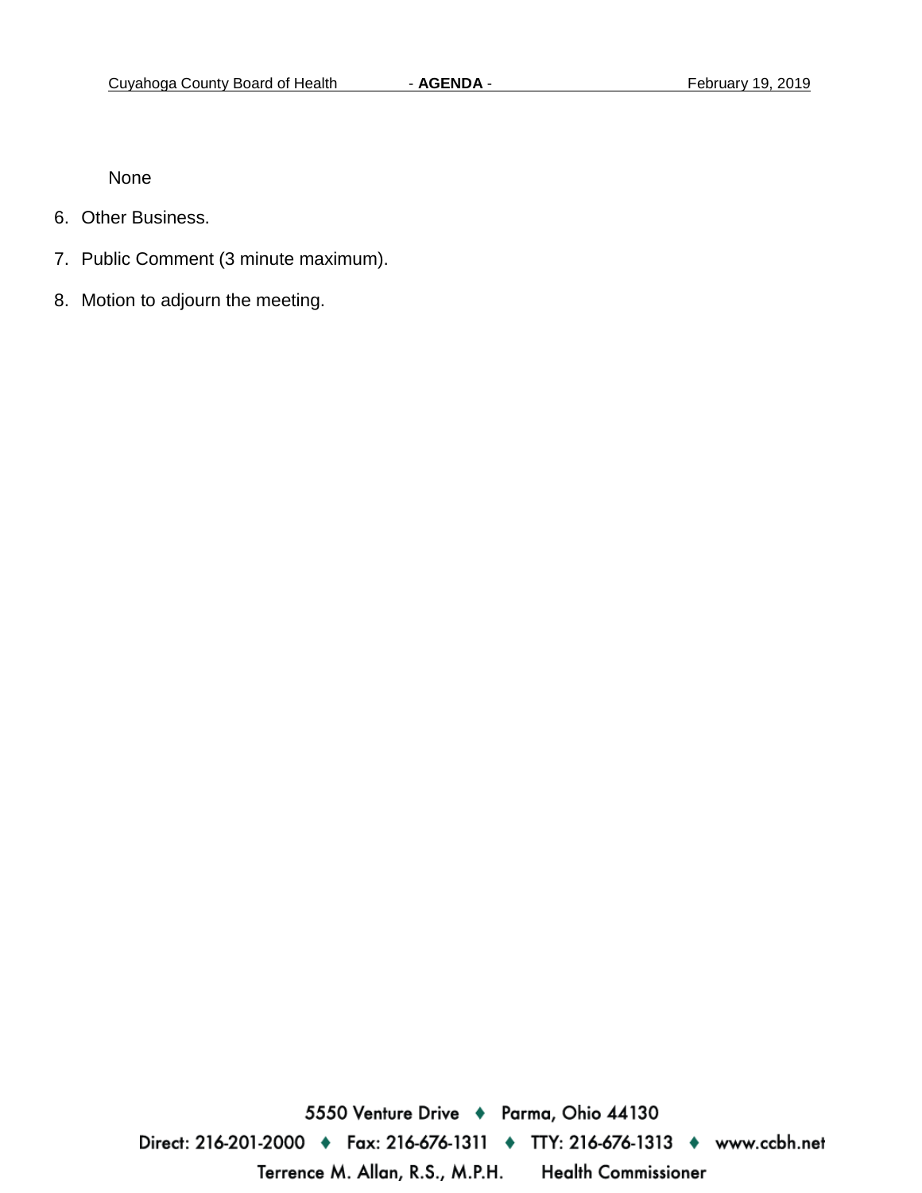None

6. Other Business.

7. Public Comment (3 minute maximum).

8. Motion to adjourn the meeting.